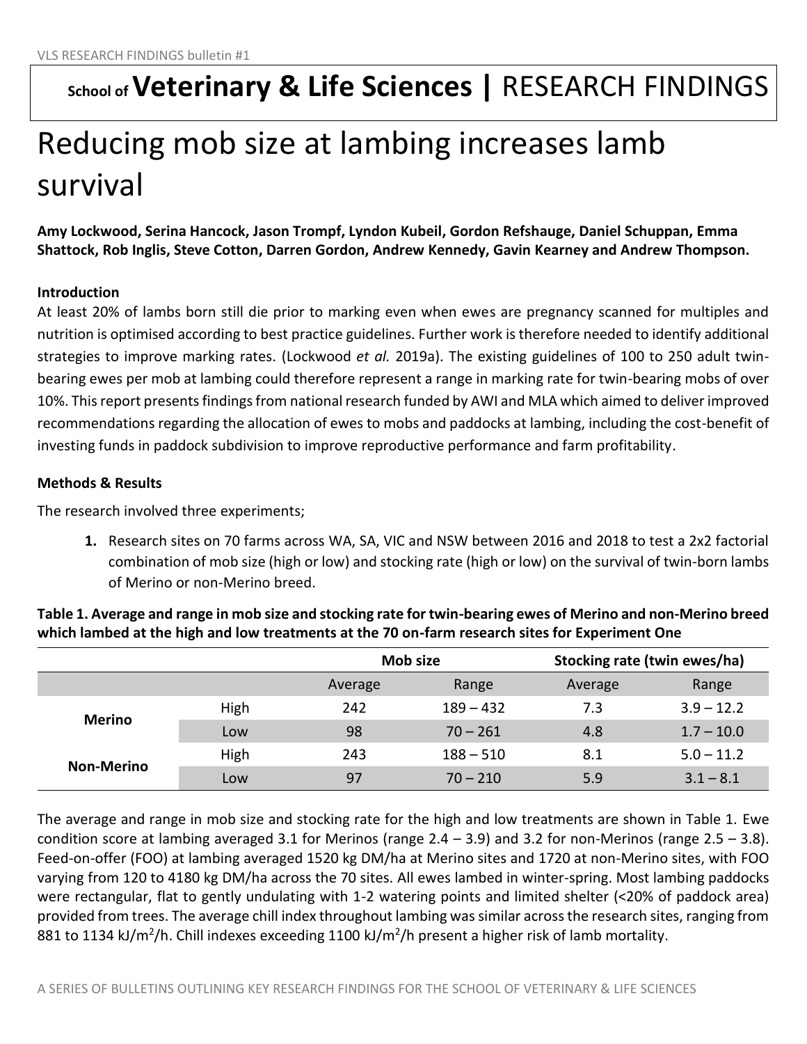# School of Veterinary & Life Sciences | RESEARCH FINDINGS

# Reducing mob size at lambing increases lamb survival

**Amy Lockwood, Serina Hancock, Jason Trompf, Lyndon Kubeil, Gordon Refshauge, Daniel Schuppan, Emma Shattock, Rob Inglis, Steve Cotton, Darren Gordon, Andrew Kennedy, Gavin Kearney and Andrew Thompson.**

### Introduction

At least 20% of lambs born still die prior to marking even when ewes are pregnancy scanned for multiples and nutrition is optimised according to best practice guidelines. Further work is therefore needed to identify additional strategies to improve marking rates. (Lockwood *et al.* 2019a). The existing guidelines of 100 to 250 adult twin-bearing ewes per mob at lambing could therefore represent a range in marking rate for twin-bearing mobs of over 10%. This report presents findings from national research funded by AWI and MLA which aimed to deliver improved recommendations regarding the allocation of ewes to mobs and paddocks at lambing, including the cost-benefit of investing funds in paddock subdivision to improve reproductive performance and farm profitability.

### Methods & Results

The research involved three experiments;

1. Research sites on 70 farms across WA, SA, VIC and NSW between 2016 and 2018 to test a 2x2 factorial combination of mob size (high or low) and stocking rate (high or low) on the survival of twin-born lambs of Merino or non-Merino breed.

**Table 1. Average and range in mob size and stocking rate for twin-bearing ewes of Merino and non-Merino breed which lambed at the high and low treatments at the 70 on-farm research sites for Experiment One**

| | | Mob size | | Stocking rate (twin ewes/ha) | |
|---|---|---|---|---|---|
| | | Average | Range | Average | Range |
| Merino | High | 242 | 189 – 432 | 7.3 | 3.9 – 12.2 |
| | Low | 98 | 70 – 261 | 4.8 | 1.7 – 10.0 |
| Non-Merino | High | 243 | 188 – 510 | 8.1 | 5.0 – 11.2 |
| | Low | 97 | 70 – 210 | 5.9 | 3.1 – 8.1 |

The average and range in mob size and stocking rate for the high and low treatments are shown in Table 1. Ewe condition score at lambing averaged 3.1 for Merinos (range 2.4 – 3.9) and 3.2 for non-Merinos (range 2.5 – 3.8). Feed-on-offer (FOO) at lambing averaged 1520 kg DM/ha at Merino sites and 1720 at non-Merino sites, with FOO varying from 120 to 4180 kg DM/ha across the 70 sites. All ewes lambed in winter-spring. Most lambing paddocks were rectangular, flat to gently undulating with 1-2 watering points and limited shelter (<20% of paddock area) provided from trees. The average chill index throughout lambing was similar across the research sites, ranging from 881 to 1134 kJ/m$^2$/h. Chill indexes exceeding 1100 kJ/m$^2$/h present a higher risk of lamb mortality.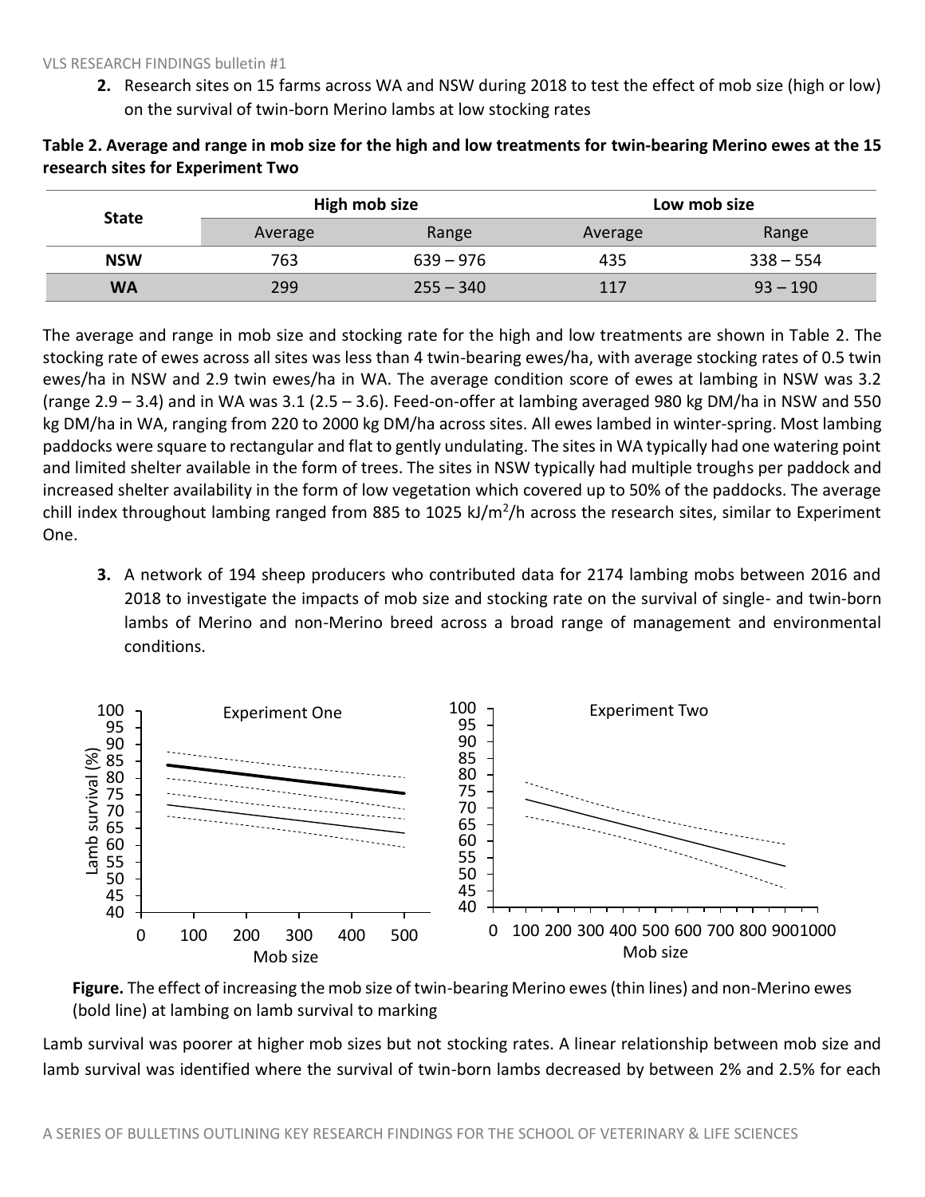2. Research sites on 15 farms across WA and NSW during 2018 to test the effect of mob size (high or low) on the survival of twin-born Merino lambs at low stocking rates

**Table 2. Average and range in mob size for the high and low treatments for twin-bearing Merino ewes at the 15 research sites for Experiment Two**

| State | High mob size | | Low mob size | |
|---|---|---|---|---|
| | Average | Range | Average | Range |
| **NSW** | 763 | 639 – 976 | 435 | 338 – 554 |
| **WA** | 299 | 255 – 340 | 117 | 93 – 190 |

The average and range in mob size and stocking rate for the high and low treatments are shown in Table 2. The stocking rate of ewes across all sites was less than 4 twin-bearing ewes/ha, with average stocking rates of 0.5 twin ewes/ha in NSW and 2.9 twin ewes/ha in WA. The average condition score of ewes at lambing in NSW was 3.2 (range 2.9 – 3.4) and in WA was 3.1 (2.5 – 3.6). Feed-on-offer at lambing averaged 980 kg DM/ha in NSW and 550 kg DM/ha in WA, ranging from 220 to 2000 kg DM/ha across sites. All ewes lambed in winter-spring. Most lambing paddocks were square to rectangular and flat to gently undulating. The sites in WA typically had one watering point and limited shelter available in the form of trees. The sites in NSW typically had multiple troughs per paddock and increased shelter availability in the form of low vegetation which covered up to 50% of the paddocks. The average chill index throughout lambing ranged from 885 to 1025 kJ/m$^2$/h across the research sites, similar to Experiment One.

3. A network of 194 sheep producers who contributed data for 2174 lambing mobs between 2016 and 2018 to investigate the impacts of mob size and stocking rate on the survival of single- and twin-born lambs of Merino and non-Merino breed across a broad range of management and environmental conditions.

**Figure.** The effect of increasing the mob size of twin-bearing Merino ewes (thin lines) and non-Merino ewes (bold line) at lambing on lamb survival to marking

Lamb survival was poorer at higher mob sizes but not stocking rates. A linear relationship between mob size and lamb survival was identified where the survival of twin-born lambs decreased by between 2% and 2.5% for each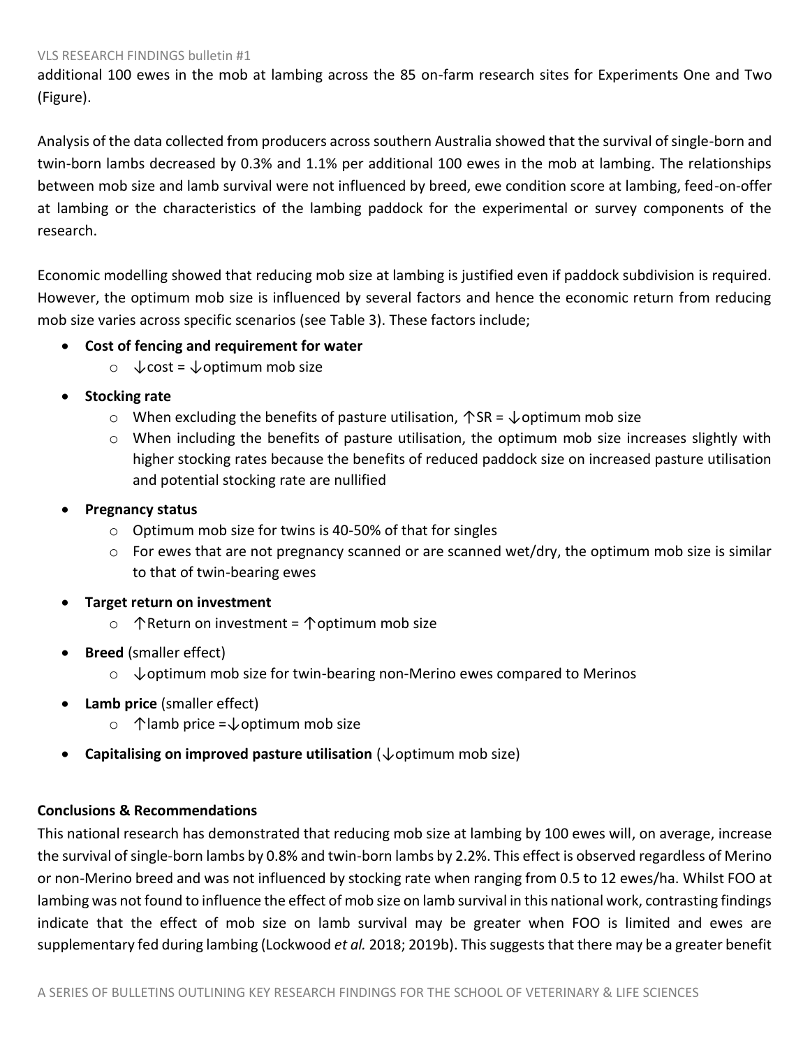additional 100 ewes in the mob at lambing across the 85 on-farm research sites for Experiments One and Two (Figure).

Analysis of the data collected from producers across southern Australia showed that the survival of single-born and twin-born lambs decreased by 0.3% and 1.1% per additional 100 ewes in the mob at lambing. The relationships between mob size and lamb survival were not influenced by breed, ewe condition score at lambing, feed-on-offer at lambing or the characteristics of the lambing paddock for the experimental or survey components of the research.

Economic modelling showed that reducing mob size at lambing is justified even if paddock subdivision is required. However, the optimum mob size is influenced by several factors and hence the economic return from reducing mob size varies across specific scenarios (see Table 3). These factors include;

- **Cost of fencing and requirement for water**
  - ↓cost = ↓optimum mob size
- **Stocking rate**
  - When excluding the benefits of pasture utilisation, ↑SR = ↓optimum mob size
  - When including the benefits of pasture utilisation, the optimum mob size increases slightly with higher stocking rates because the benefits of reduced paddock size on increased pasture utilisation and potential stocking rate are nullified
- **Pregnancy status**
  - Optimum mob size for twins is 40-50% of that for singles
  - For ewes that are not pregnancy scanned or are scanned wet/dry, the optimum mob size is similar to that of twin-bearing ewes
- **Target return on investment**
  - ↑Return on investment = ↑optimum mob size
- **Breed** (smaller effect)
  - ↓optimum mob size for twin-bearing non-Merino ewes compared to Merinos
- **Lamb price** (smaller effect)
  - ↑lamb price =↓optimum mob size
- **Capitalising on improved pasture utilisation** (↓optimum mob size)

**Conclusions & Recommendations**

This national research has demonstrated that reducing mob size at lambing by 100 ewes will, on average, increase the survival of single-born lambs by 0.8% and twin-born lambs by 2.2%. This effect is observed regardless of Merino or non-Merino breed and was not influenced by stocking rate when ranging from 0.5 to 12 ewes/ha. Whilst FOO at lambing was not found to influence the effect of mob size on lamb survival in this national work, contrasting findings indicate that the effect of mob size on lamb survival may be greater when FOO is limited and ewes are supplementary fed during lambing (Lockwood *et al.* 2018; 2019b). This suggests that there may be a greater benefit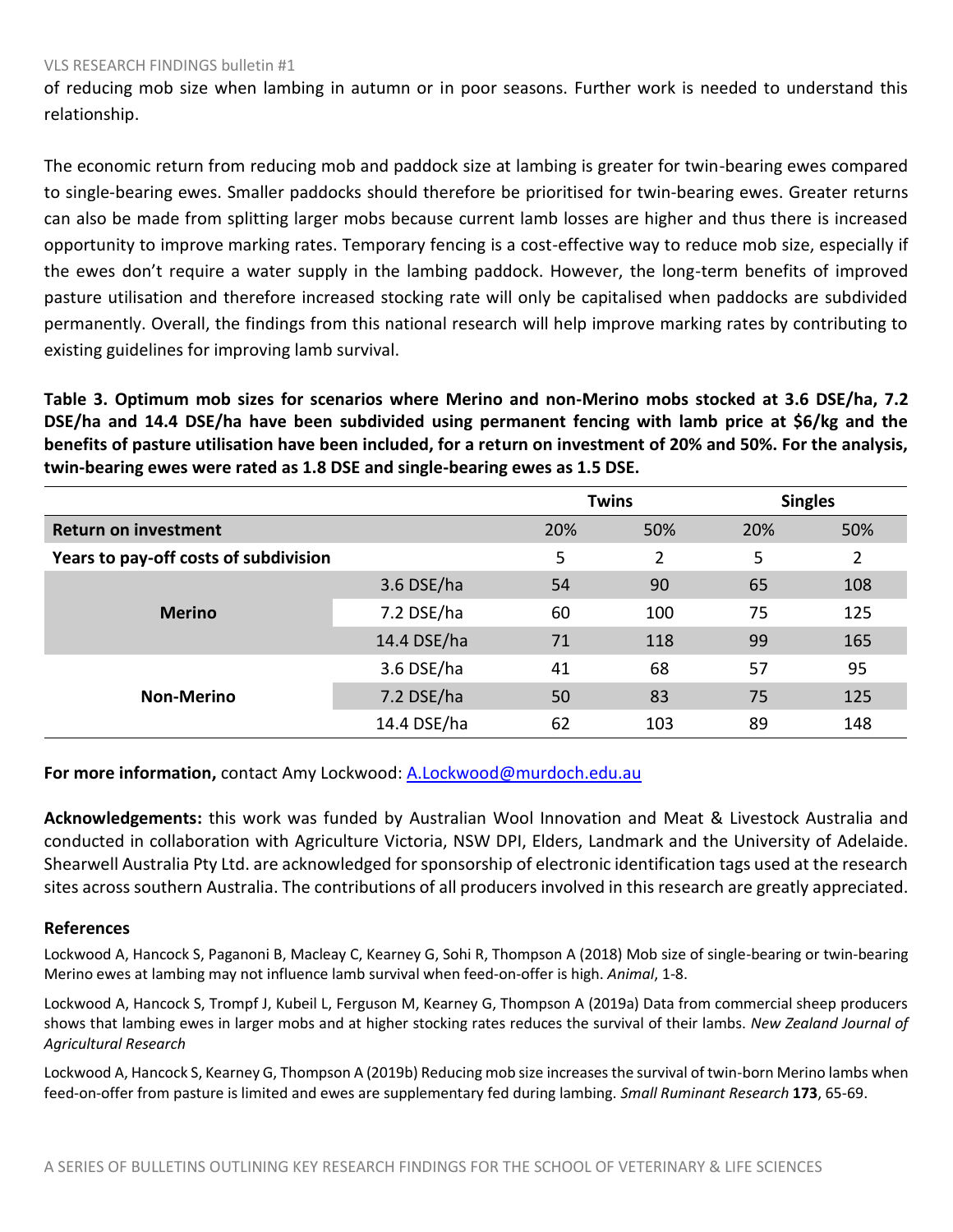of reducing mob size when lambing in autumn or in poor seasons. Further work is needed to understand this relationship.

The economic return from reducing mob and paddock size at lambing is greater for twin-bearing ewes compared to single-bearing ewes. Smaller paddocks should therefore be prioritised for twin-bearing ewes. Greater returns can also be made from splitting larger mobs because current lamb losses are higher and thus there is increased opportunity to improve marking rates. Temporary fencing is a cost-effective way to reduce mob size, especially if the ewes don't require a water supply in the lambing paddock. However, the long-term benefits of improved pasture utilisation and therefore increased stocking rate will only be capitalised when paddocks are subdivided permanently. Overall, the findings from this national research will help improve marking rates by contributing to existing guidelines for improving lamb survival.

**Table 3. Optimum mob sizes for scenarios where Merino and non-Merino mobs stocked at 3.6 DSE/ha, 7.2 DSE/ha and 14.4 DSE/ha have been subdivided using permanent fencing with lamb price at $6/kg and the benefits of pasture utilisation have been included, for a return on investment of 20% and 50%. For the analysis, twin-bearing ewes were rated as 1.8 DSE and single-bearing ewes as 1.5 DSE.**

| | | Twins | | Singles | |
|---|---|---|---|---|---|
| **Return on investment** | | 20% | 50% | 20% | 50% |
| **Years to pay-off costs of subdivision** | | 5 | 2 | 5 | 2 |
| **Merino** | 3.6 DSE/ha | 54 | 90 | 65 | 108 |
| | 7.2 DSE/ha | 60 | 100 | 75 | 125 |
| | 14.4 DSE/ha | 71 | 118 | 99 | 165 |
| **Non-Merino** | 3.6 DSE/ha | 41 | 68 | 57 | 95 |
| | 7.2 DSE/ha | 50 | 83 | 75 | 125 |
| | 14.4 DSE/ha | 62 | 103 | 89 | 148 |

**For more information,** contact Amy Lockwood: A.Lockwood@murdoch.edu.au

**Acknowledgements:** this work was funded by Australian Wool Innovation and Meat & Livestock Australia and conducted in collaboration with Agriculture Victoria, NSW DPI, Elders, Landmark and the University of Adelaide. Shearwell Australia Pty Ltd. are acknowledged for sponsorship of electronic identification tags used at the research sites across southern Australia. The contributions of all producers involved in this research are greatly appreciated.

### References

Lockwood A, Hancock S, Paganoni B, Macleay C, Kearney G, Sohi R, Thompson A (2018) Mob size of single-bearing or twin-bearing Merino ewes at lambing may not influence lamb survival when feed-on-offer is high. *Animal*, 1-8.

Lockwood A, Hancock S, Trompf J, Kubeil L, Ferguson M, Kearney G, Thompson A (2019a) Data from commercial sheep producers shows that lambing ewes in larger mobs and at higher stocking rates reduces the survival of their lambs. *New Zealand Journal of Agricultural Research*

Lockwood A, Hancock S, Kearney G, Thompson A (2019b) Reducing mob size increases the survival of twin-born Merino lambs when feed-on-offer from pasture is limited and ewes are supplementary fed during lambing. *Small Ruminant Research* **173**, 65-69.